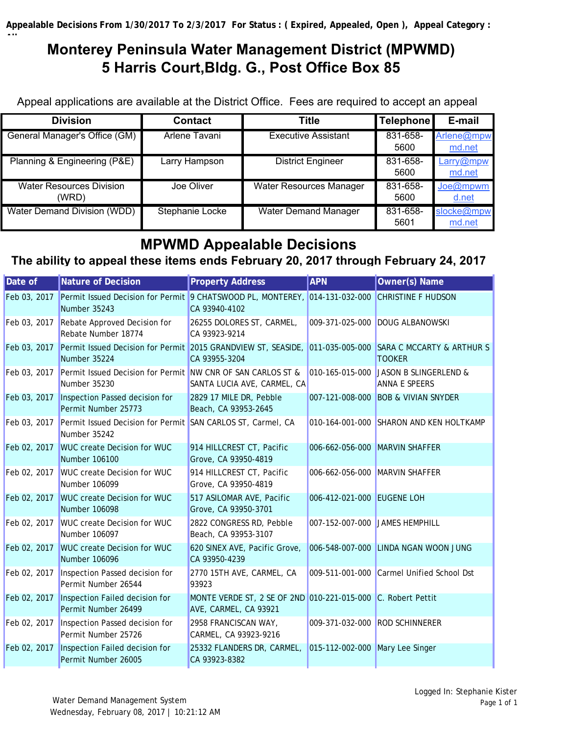**Appealable Decisions From 1/30/2017 To 2/3/2017 For Status : ( Expired, Appealed, Open ), Appeal Category : All**

# Monterey Peninsula Water Management District (MPWMD)
## 5 Harris Court,Bldg. G., Post Office Box 85

Appeal applications are available at the District Office. Fees are required to accept an appeal

| Division | Contact | Title | Telephone | E-mail |
|---|---|---|---|---|
| General Manager's Office (GM) | Arlene Tavani | Executive Assistant | 831-658-5600 | Arlene@mpwmd.net |
| Planning & Engineering (P&E) | Larry Hampson | District Engineer | 831-658-5600 | Larry@mpwmd.net |
| Water Resources Division (WRD) | Joe Oliver | Water Resources Manager | 831-658-5600 | Joe@mpwmd.net |
| Water Demand Division (WDD) | Stephanie Locke | Water Demand Manager | 831-658-5601 | slocke@mpwmd.net |

## MPWMD Appealable Decisions
### The ability to appeal these items ends February 20, 2017 through February 24, 2017

| Date of | Nature of Decision | Property Address | APN | Owner(s) Name |
|---|---|---|---|---|
| Feb 03, 2017 | Permit Issued Decision for Permit Number 35243 | 9 CHATSWOOD PL, MONTEREY, CA 93940-4102 | 014-131-032-000 | CHRISTINE F HUDSON |
| Feb 03, 2017 | Rebate Approved Decision for Rebate Number 18774 | 26255 DOLORES ST, CARMEL, CA 93923-9214 | 009-371-025-000 | DOUG ALBANOWSKI |
| Feb 03, 2017 | Permit Issued Decision for Permit Number 35224 | 2015 GRANDVIEW ST, SEASIDE, CA 93955-3204 | 011-035-005-000 | SARA C MCCARTY & ARTHUR S TOOKER |
| Feb 03, 2017 | Permit Issued Decision for Permit Number 35230 | NW CNR OF SAN CARLOS ST & SANTA LUCIA AVE, CARMEL, CA | 010-165-015-000 | JASON B SLINGERLEND & ANNA E SPEERS |
| Feb 03, 2017 | Inspection Passed decision for Permit Number 25773 | 2829 17 MILE DR, Pebble Beach, CA 93953-2645 | 007-121-008-000 | BOB & VIVIAN SNYDER |
| Feb 03, 2017 | Permit Issued Decision for Permit Number 35242 | SAN CARLOS ST, Carmel, CA | 010-164-001-000 | SHARON AND KEN HOLTKAMP |
| Feb 02, 2017 | WUC create Decision for WUC Number 106100 | 914 HILLCREST CT, Pacific Grove, CA 93950-4819 | 006-662-056-000 | MARVIN SHAFFER |
| Feb 02, 2017 | WUC create Decision for WUC Number 106099 | 914 HILLCREST CT, Pacific Grove, CA 93950-4819 | 006-662-056-000 | MARVIN SHAFFER |
| Feb 02, 2017 | WUC create Decision for WUC Number 106098 | 517 ASILOMAR AVE, Pacific Grove, CA 93950-3701 | 006-412-021-000 | EUGENE LOH |
| Feb 02, 2017 | WUC create Decision for WUC Number 106097 | 2822 CONGRESS RD, Pebble Beach, CA 93953-3107 | 007-152-007-000 | JAMES HEMPHILL |
| Feb 02, 2017 | WUC create Decision for WUC Number 106096 | 620 SINEX AVE, Pacific Grove, CA 93950-4239 | 006-548-007-000 | LINDA NGAN WOON JUNG |
| Feb 02, 2017 | Inspection Passed decision for Permit Number 26544 | 2770 15TH AVE, CARMEL, CA 93923 | 009-511-001-000 | Carmel Unified School Dst |
| Feb 02, 2017 | Inspection Failed decision for Permit Number 26499 | MONTE VERDE ST, 2 SE OF 2ND AVE, CARMEL, CA 93921 | 010-221-015-000 | C. Robert Pettit |
| Feb 02, 2017 | Inspection Passed decision for Permit Number 25726 | 2958 FRANCISCAN WAY, CARMEL, CA 93923-9216 | 009-371-032-000 | ROD SCHINNERER |
| Feb 02, 2017 | Inspection Failed decision for Permit Number 26005 | 25332 FLANDERS DR, CARMEL, CA 93923-8382 | 015-112-002-000 | Mary Lee Singer |

Water Demand Management System
Wednesday, February 08, 2017 | 10:21:12 AM

Logged In: Stephanie Kister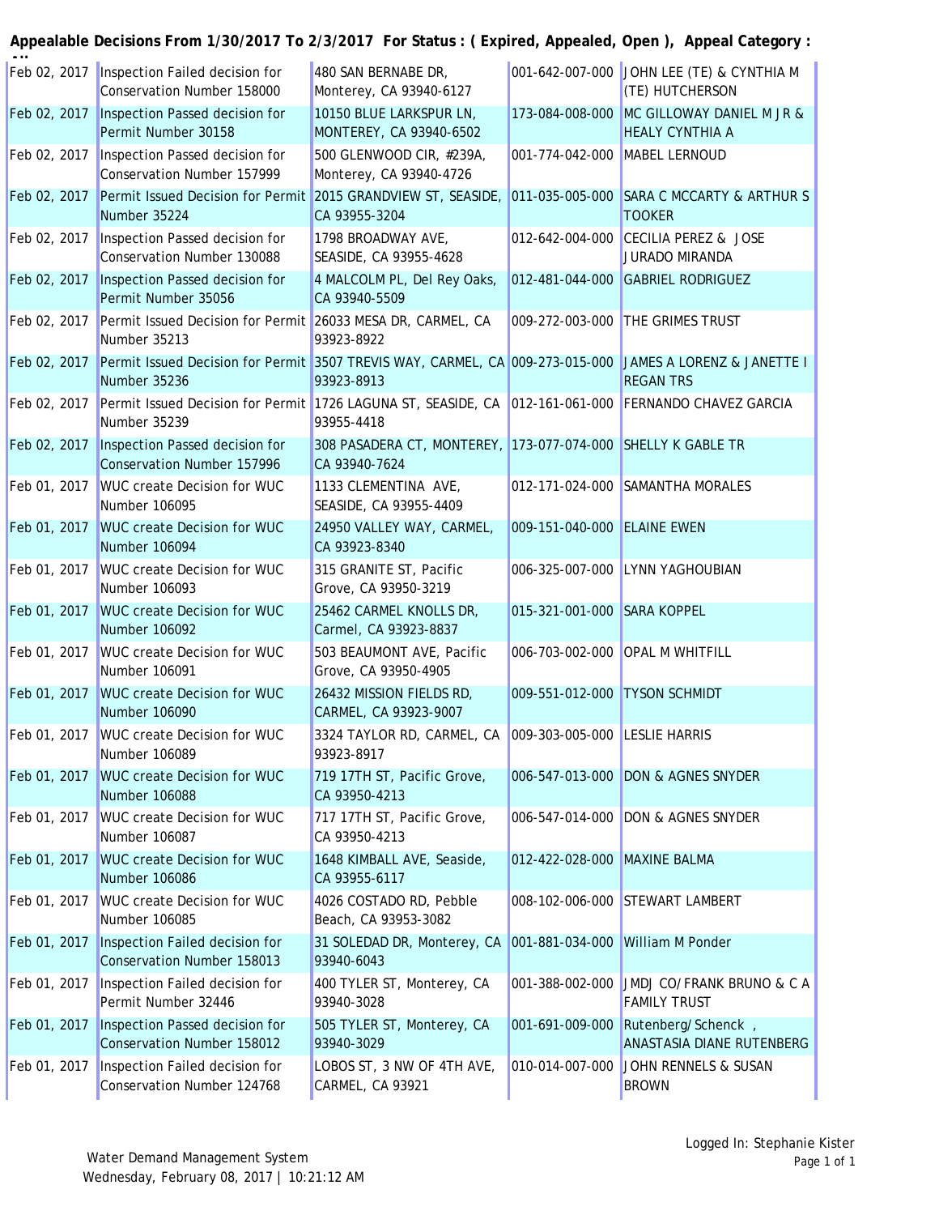**Appealable Decisions From 1/30/2017 To 2/3/2017 For Status : ( Expired, Appealed, Open ), Appeal Category : All**

| | | | | |
|---|---|---|---|---|
| Feb 02, 2017 | Inspection Failed decision for Conservation Number 158000 | 480 SAN BERNABE DR, Monterey, CA 93940-6127 | 001-642-007-000 | JOHN LEE (TE) & CYNTHIA M (TE) HUTCHERSON |
| Feb 02, 2017 | Inspection Passed decision for Permit Number 30158 | 10150 BLUE LARKSPUR LN, MONTEREY, CA 93940-6502 | 173-084-008-000 | MC GILLOWAY DANIEL M JR & HEALY CYNTHIA A |
| Feb 02, 2017 | Inspection Passed decision for Conservation Number 157999 | 500 GLENWOOD CIR, #239A, Monterey, CA 93940-4726 | 001-774-042-000 | MABEL LERNOUD |
| Feb 02, 2017 | Permit Issued Decision for Permit Number 35224 | 2015 GRANDVIEW ST, SEASIDE, CA 93955-3204 | 011-035-005-000 | SARA C MCCARTY & ARTHUR S TOOKER |
| Feb 02, 2017 | Inspection Passed decision for Conservation Number 130088 | 1798 BROADWAY AVE, SEASIDE, CA 93955-4628 | 012-642-004-000 | CECILIA PEREZ & JOSE JURADO MIRANDA |
| Feb 02, 2017 | Inspection Passed decision for Permit Number 35056 | 4 MALCOLM PL, Del Rey Oaks, CA 93940-5509 | 012-481-044-000 | GABRIEL RODRIGUEZ |
| Feb 02, 2017 | Permit Issued Decision for Permit Number 35213 | 26033 MESA DR, CARMEL, CA 93923-8922 | 009-272-003-000 | THE GRIMES TRUST |
| Feb 02, 2017 | Permit Issued Decision for Permit Number 35236 | 3507 TREVIS WAY, CARMEL, CA 93923-8913 | 009-273-015-000 | JAMES A LORENZ & JANETTE I REGAN TRS |
| Feb 02, 2017 | Permit Issued Decision for Permit Number 35239 | 1726 LAGUNA ST, SEASIDE, CA 93955-4418 | 012-161-061-000 | FERNANDO CHAVEZ GARCIA |
| Feb 02, 2017 | Inspection Passed decision for Conservation Number 157996 | 308 PASADERA CT, MONTEREY, CA 93940-7624 | 173-077-074-000 | SHELLY K GABLE TR |
| Feb 01, 2017 | WUC create Decision for WUC Number 106095 | 1133 CLEMENTINA AVE, SEASIDE, CA 93955-4409 | 012-171-024-000 | SAMANTHA MORALES |
| Feb 01, 2017 | WUC create Decision for WUC Number 106094 | 24950 VALLEY WAY, CARMEL, CA 93923-8340 | 009-151-040-000 | ELAINE EWEN |
| Feb 01, 2017 | WUC create Decision for WUC Number 106093 | 315 GRANITE ST, Pacific Grove, CA 93950-3219 | 006-325-007-000 | LYNN YAGHOUBIAN |
| Feb 01, 2017 | WUC create Decision for WUC Number 106092 | 25462 CARMEL KNOLLS DR, Carmel, CA 93923-8837 | 015-321-001-000 | SARA KOPPEL |
| Feb 01, 2017 | WUC create Decision for WUC Number 106091 | 503 BEAUMONT AVE, Pacific Grove, CA 93950-4905 | 006-703-002-000 | OPAL M WHITFILL |
| Feb 01, 2017 | WUC create Decision for WUC Number 106090 | 26432 MISSION FIELDS RD, CARMEL, CA 93923-9007 | 009-551-012-000 | TYSON SCHMIDT |
| Feb 01, 2017 | WUC create Decision for WUC Number 106089 | 3324 TAYLOR RD, CARMEL, CA 93923-8917 | 009-303-005-000 | LESLIE HARRIS |
| Feb 01, 2017 | WUC create Decision for WUC Number 106088 | 719 17TH ST, Pacific Grove, CA 93950-4213 | 006-547-013-000 | DON & AGNES SNYDER |
| Feb 01, 2017 | WUC create Decision for WUC Number 106087 | 717 17TH ST, Pacific Grove, CA 93950-4213 | 006-547-014-000 | DON & AGNES SNYDER |
| Feb 01, 2017 | WUC create Decision for WUC Number 106086 | 1648 KIMBALL AVE, Seaside, CA 93955-6117 | 012-422-028-000 | MAXINE BALMA |
| Feb 01, 2017 | WUC create Decision for WUC Number 106085 | 4026 COSTADO RD, Pebble Beach, CA 93953-3082 | 008-102-006-000 | STEWART LAMBERT |
| Feb 01, 2017 | Inspection Failed decision for Conservation Number 158013 | 31 SOLEDAD DR, Monterey, CA 93940-6043 | 001-881-034-000 | William M Ponder |
| Feb 01, 2017 | Inspection Failed decision for Permit Number 32446 | 400 TYLER ST, Monterey, CA 93940-3028 | 001-388-002-000 | JMDJ CO/FRANK BRUNO & C A FAMILY TRUST |
| Feb 01, 2017 | Inspection Passed decision for Conservation Number 158012 | 505 TYLER ST, Monterey, CA 93940-3029 | 001-691-009-000 | Rutenberg/Schenck , ANASTASIA DIANE RUTENBERG |
| Feb 01, 2017 | Inspection Failed decision for Conservation Number 124768 | LOBOS ST, 3 NW OF 4TH AVE, CARMEL, CA 93921 | 010-014-007-000 | JOHN RENNELS & SUSAN BROWN |

Water Demand Management System
Wednesday, February 08, 2017 | 10:21:12 AM

Logged In: Stephanie Kister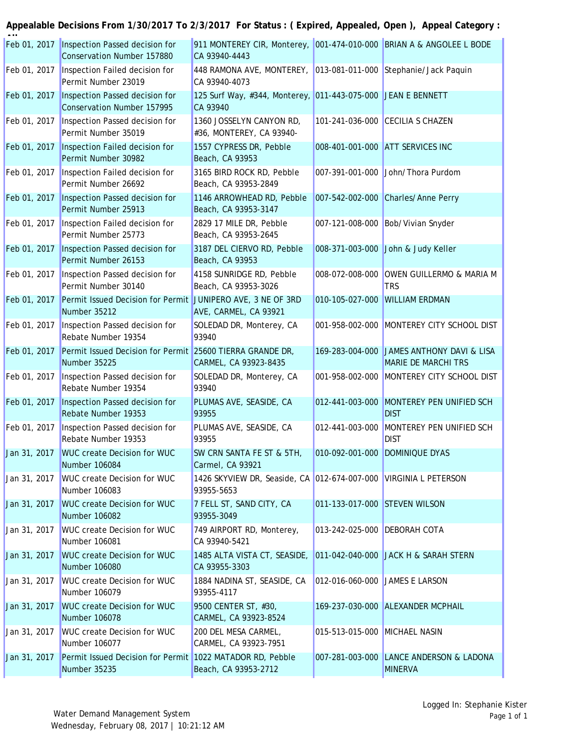**Appealable Decisions From 1/30/2017 To 2/3/2017 For Status : ( Expired, Appealed, Open ), Appeal Category : All**

| | | | | |
|---|---|---|---|---|
| Feb 01, 2017 | Inspection Passed decision for Conservation Number 157880 | 911 MONTEREY CIR, Monterey, CA 93940-4443 | 001-474-010-000 | BRIAN A & ANGOLEE L BODE |
| Feb 01, 2017 | Inspection Failed decision for Permit Number 23019 | 448 RAMONA AVE, MONTEREY, CA 93940-4073 | 013-081-011-000 | Stephanie/Jack Paquin |
| Feb 01, 2017 | Inspection Passed decision for Conservation Number 157995 | 125 Surf Way, #344, Monterey, CA 93940 | 011-443-075-000 | JEAN E BENNETT |
| Feb 01, 2017 | Inspection Passed decision for Permit Number 35019 | 1360 JOSSELYN CANYON RD, #36, MONTEREY, CA 93940- | 101-241-036-000 | CECILIA S CHAZEN |
| Feb 01, 2017 | Inspection Failed decision for Permit Number 30982 | 1557 CYPRESS DR, Pebble Beach, CA 93953 | 008-401-001-000 | ATT SERVICES INC |
| Feb 01, 2017 | Inspection Failed decision for Permit Number 26692 | 3165 BIRD ROCK RD, Pebble Beach, CA 93953-2849 | 007-391-001-000 | John/Thora Purdom |
| Feb 01, 2017 | Inspection Passed decision for Permit Number 25913 | 1146 ARROWHEAD RD, Pebble Beach, CA 93953-3147 | 007-542-002-000 | Charles/Anne Perry |
| Feb 01, 2017 | Inspection Failed decision for Permit Number 25773 | 2829 17 MILE DR, Pebble Beach, CA 93953-2645 | 007-121-008-000 | Bob/Vivian Snyder |
| Feb 01, 2017 | Inspection Passed decision for Permit Number 26153 | 3187 DEL CIERVO RD, Pebble Beach, CA 93953 | 008-371-003-000 | John & Judy Keller |
| Feb 01, 2017 | Inspection Passed decision for Permit Number 30140 | 4158 SUNRIDGE RD, Pebble Beach, CA 93953-3026 | 008-072-008-000 | OWEN GUILLERMO & MARIA M TRS |
| Feb 01, 2017 | Permit Issued Decision for Permit Number 35212 | JUNIPERO AVE, 3 NE OF 3RD AVE, CARMEL, CA 93921 | 010-105-027-000 | WILLIAM ERDMAN |
| Feb 01, 2017 | Inspection Passed decision for Rebate Number 19354 | SOLEDAD DR, Monterey, CA 93940 | 001-958-002-000 | MONTEREY CITY SCHOOL DIST |
| Feb 01, 2017 | Permit Issued Decision for Permit Number 35225 | 25600 TIERRA GRANDE DR, CARMEL, CA 93923-8435 | 169-283-004-000 | JAMES ANTHONY DAVI & LISA MARIE DE MARCHI TRS |
| Feb 01, 2017 | Inspection Passed decision for Rebate Number 19354 | SOLEDAD DR, Monterey, CA 93940 | 001-958-002-000 | MONTEREY CITY SCHOOL DIST |
| Feb 01, 2017 | Inspection Passed decision for Rebate Number 19353 | PLUMAS AVE, SEASIDE, CA 93955 | 012-441-003-000 | MONTEREY PEN UNIFIED SCH DIST |
| Feb 01, 2017 | Inspection Passed decision for Rebate Number 19353 | PLUMAS AVE, SEASIDE, CA 93955 | 012-441-003-000 | MONTEREY PEN UNIFIED SCH DIST |
| Jan 31, 2017 | WUC create Decision for WUC Number 106084 | SW CRN SANTA FE ST & 5TH, Carmel, CA 93921 | 010-092-001-000 | DOMINIQUE DYAS |
| Jan 31, 2017 | WUC create Decision for WUC Number 106083 | 1426 SKYVIEW DR, Seaside, CA 93955-5653 | 012-674-007-000 | VIRGINIA L PETERSON |
| Jan 31, 2017 | WUC create Decision for WUC Number 106082 | 7 FELL ST, SAND CITY, CA 93955-3049 | 011-133-017-000 | STEVEN WILSON |
| Jan 31, 2017 | WUC create Decision for WUC Number 106081 | 749 AIRPORT RD, Monterey, CA 93940-5421 | 013-242-025-000 | DEBORAH COTA |
| Jan 31, 2017 | WUC create Decision for WUC Number 106080 | 1485 ALTA VISTA CT, SEASIDE, CA 93955-3303 | 011-042-040-000 | JACK H & SARAH STERN |
| Jan 31, 2017 | WUC create Decision for WUC Number 106079 | 1884 NADINA ST, SEASIDE, CA 93955-4117 | 012-016-060-000 | JAMES E LARSON |
| Jan 31, 2017 | WUC create Decision for WUC Number 106078 | 9500 CENTER ST, #30, CARMEL, CA 93923-8524 | 169-237-030-000 | ALEXANDER MCPHAIL |
| Jan 31, 2017 | WUC create Decision for WUC Number 106077 | 200 DEL MESA CARMEL, CARMEL, CA 93923-7951 | 015-513-015-000 | MICHAEL NASIN |
| Jan 31, 2017 | Permit Issued Decision for Permit Number 35235 | 1022 MATADOR RD, Pebble Beach, CA 93953-2712 | 007-281-003-000 | LANCE ANDERSON & LADONA MINERVA |

Water Demand Management System
Wednesday, February 08, 2017 | 10:21:12 AM

Logged In: Stephanie Kister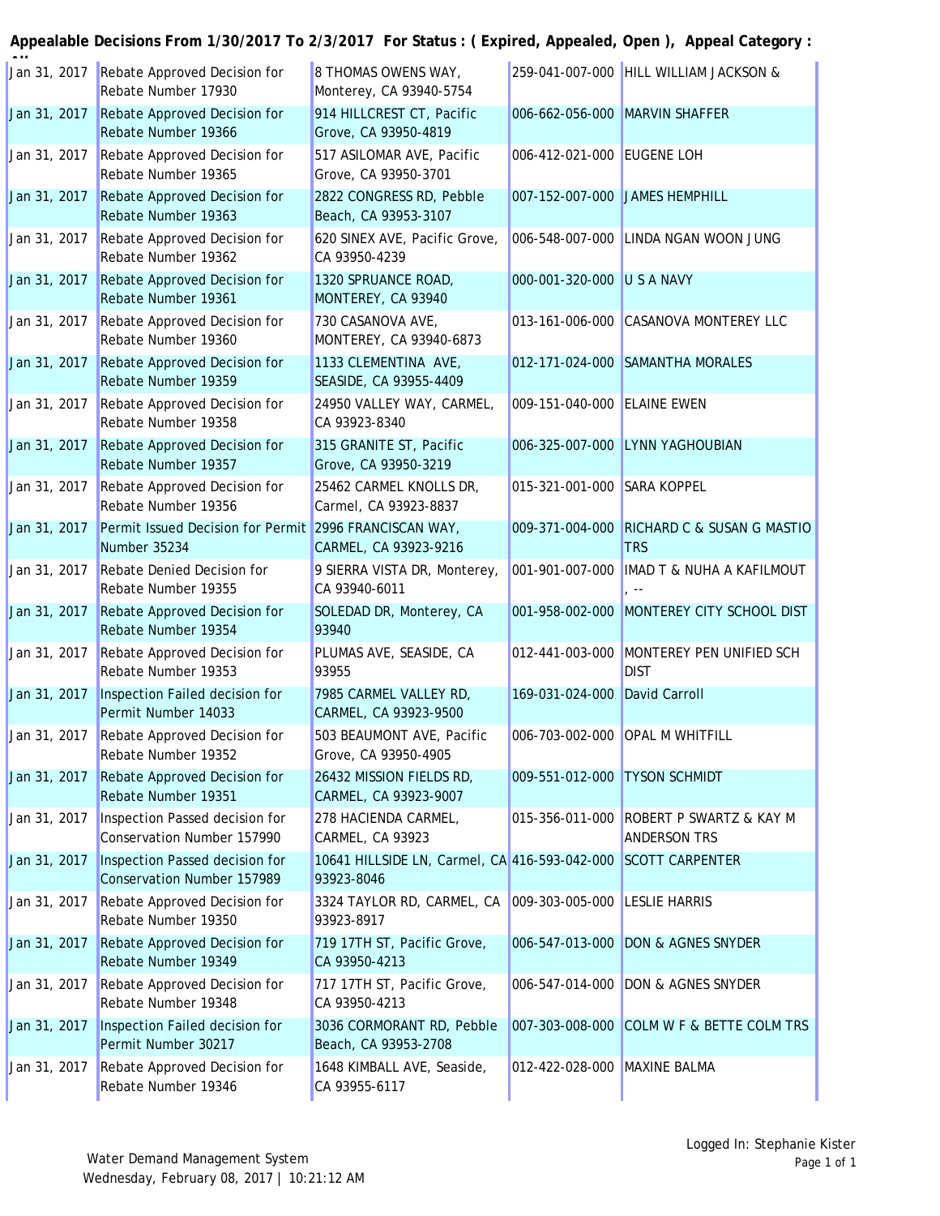**Appealable Decisions From 1/30/2017 To 2/3/2017 For Status : ( Expired, Appealed, Open ), Appeal Category : All**

| | | | | |
|---|---|---|---|---|
| Jan 31, 2017 | Rebate Approved Decision for Rebate Number 17930 | 8 THOMAS OWENS WAY, Monterey, CA 93940-5754 | 259-041-007-000 | HILL WILLIAM JACKSON & |
| Jan 31, 2017 | Rebate Approved Decision for Rebate Number 19366 | 914 HILLCREST CT, Pacific Grove, CA 93950-4819 | 006-662-056-000 | MARVIN SHAFFER |
| Jan 31, 2017 | Rebate Approved Decision for Rebate Number 19365 | 517 ASILOMAR AVE, Pacific Grove, CA 93950-3701 | 006-412-021-000 | EUGENE LOH |
| Jan 31, 2017 | Rebate Approved Decision for Rebate Number 19363 | 2822 CONGRESS RD, Pebble Beach, CA 93953-3107 | 007-152-007-000 | JAMES HEMPHILL |
| Jan 31, 2017 | Rebate Approved Decision for Rebate Number 19362 | 620 SINEX AVE, Pacific Grove, CA 93950-4239 | 006-548-007-000 | LINDA NGAN WOON JUNG |
| Jan 31, 2017 | Rebate Approved Decision for Rebate Number 19361 | 1320 SPRUANCE ROAD, MONTEREY, CA 93940 | 000-001-320-000 | U S A NAVY |
| Jan 31, 2017 | Rebate Approved Decision for Rebate Number 19360 | 730 CASANOVA AVE, MONTEREY, CA 93940-6873 | 013-161-006-000 | CASANOVA MONTEREY LLC |
| Jan 31, 2017 | Rebate Approved Decision for Rebate Number 19359 | 1133 CLEMENTINA AVE, SEASIDE, CA 93955-4409 | 012-171-024-000 | SAMANTHA MORALES |
| Jan 31, 2017 | Rebate Approved Decision for Rebate Number 19358 | 24950 VALLEY WAY, CARMEL, CA 93923-8340 | 009-151-040-000 | ELAINE EWEN |
| Jan 31, 2017 | Rebate Approved Decision for Rebate Number 19357 | 315 GRANITE ST, Pacific Grove, CA 93950-3219 | 006-325-007-000 | LYNN YAGHOUBIAN |
| Jan 31, 2017 | Rebate Approved Decision for Rebate Number 19356 | 25462 CARMEL KNOLLS DR, Carmel, CA 93923-8837 | 015-321-001-000 | SARA KOPPEL |
| Jan 31, 2017 | Permit Issued Decision for Permit Number 35234 | 2996 FRANCISCAN WAY, CARMEL, CA 93923-9216 | 009-371-004-000 | RICHARD C & SUSAN G MASTIO TRS |
| Jan 31, 2017 | Rebate Denied Decision for Rebate Number 19355 | 9 SIERRA VISTA DR, Monterey, CA 93940-6011 | 001-901-007-000 | IMAD T & NUHA A KAFILMOUT , -- |
| Jan 31, 2017 | Rebate Approved Decision for Rebate Number 19354 | SOLEDAD DR, Monterey, CA 93940 | 001-958-002-000 | MONTEREY CITY SCHOOL DIST |
| Jan 31, 2017 | Rebate Approved Decision for Rebate Number 19353 | PLUMAS AVE, SEASIDE, CA 93955 | 012-441-003-000 | MONTEREY PEN UNIFIED SCH DIST |
| Jan 31, 2017 | Inspection Failed decision for Permit Number 14033 | 7985 CARMEL VALLEY RD, CARMEL, CA 93923-9500 | 169-031-024-000 | David Carroll |
| Jan 31, 2017 | Rebate Approved Decision for Rebate Number 19352 | 503 BEAUMONT AVE, Pacific Grove, CA 93950-4905 | 006-703-002-000 | OPAL M WHITFILL |
| Jan 31, 2017 | Rebate Approved Decision for Rebate Number 19351 | 26432 MISSION FIELDS RD, CARMEL, CA 93923-9007 | 009-551-012-000 | TYSON SCHMIDT |
| Jan 31, 2017 | Inspection Passed decision for Conservation Number 157990 | 278 HACIENDA CARMEL, CARMEL, CA 93923 | 015-356-011-000 | ROBERT P SWARTZ & KAY M ANDERSON TRS |
| Jan 31, 2017 | Inspection Passed decision for Conservation Number 157989 | 10641 HILLSIDE LN, Carmel, CA 93923-8046 | 416-593-042-000 | SCOTT CARPENTER |
| Jan 31, 2017 | Rebate Approved Decision for Rebate Number 19350 | 3324 TAYLOR RD, CARMEL, CA 93923-8917 | 009-303-005-000 | LESLIE HARRIS |
| Jan 31, 2017 | Rebate Approved Decision for Rebate Number 19349 | 719 17TH ST, Pacific Grove, CA 93950-4213 | 006-547-013-000 | DON & AGNES SNYDER |
| Jan 31, 2017 | Rebate Approved Decision for Rebate Number 19348 | 717 17TH ST, Pacific Grove, CA 93950-4213 | 006-547-014-000 | DON & AGNES SNYDER |
| Jan 31, 2017 | Inspection Failed decision for Permit Number 30217 | 3036 CORMORANT RD, Pebble Beach, CA 93953-2708 | 007-303-008-000 | COLM W F & BETTE COLM TRS |
| Jan 31, 2017 | Rebate Approved Decision for Rebate Number 19346 | 1648 KIMBALL AVE, Seaside, CA 93955-6117 | 012-422-028-000 | MAXINE BALMA |

Water Demand Management System
Wednesday, February 08, 2017 | 10:21:12 AM

Logged In: Stephanie Kister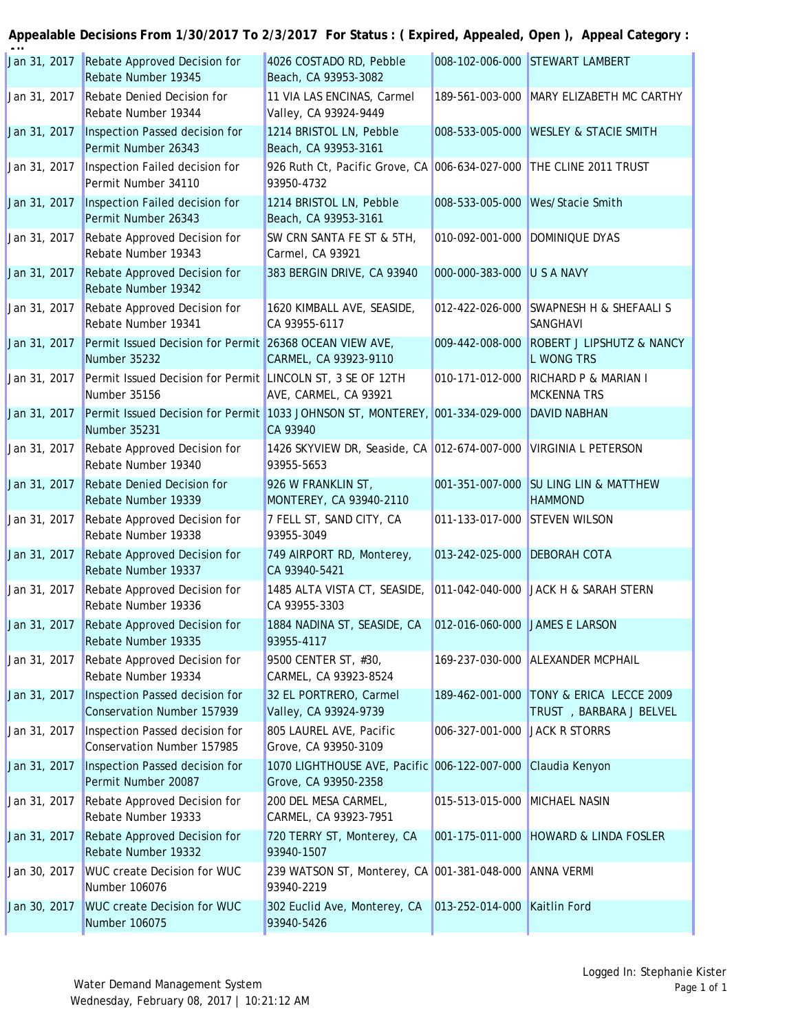**Appealable Decisions From 1/30/2017 To 2/3/2017 For Status : ( Expired, Appealed, Open ), Appeal Category : All**

| | | | | |
|---|---|---|---|---|
| Jan 31, 2017 | Rebate Approved Decision for Rebate Number 19345 | 4026 COSTADO RD, Pebble Beach, CA 93953-3082 | 008-102-006-000 | STEWART LAMBERT |
| Jan 31, 2017 | Rebate Denied Decision for Rebate Number 19344 | 11 VIA LAS ENCINAS, Carmel Valley, CA 93924-9449 | 189-561-003-000 | MARY ELIZABETH MC CARTHY |
| Jan 31, 2017 | Inspection Passed decision for Permit Number 26343 | 1214 BRISTOL LN, Pebble Beach, CA 93953-3161 | 008-533-005-000 | WESLEY & STACIE SMITH |
| Jan 31, 2017 | Inspection Failed decision for Permit Number 34110 | 926 Ruth Ct, Pacific Grove, CA 93950-4732 | 006-634-027-000 | THE CLINE 2011 TRUST |
| Jan 31, 2017 | Inspection Failed decision for Permit Number 26343 | 1214 BRISTOL LN, Pebble Beach, CA 93953-3161 | 008-533-005-000 | Wes/Stacie Smith |
| Jan 31, 2017 | Rebate Approved Decision for Rebate Number 19343 | SW CRN SANTA FE ST & 5TH, Carmel, CA 93921 | 010-092-001-000 | DOMINIQUE DYAS |
| Jan 31, 2017 | Rebate Approved Decision for Rebate Number 19342 | 383 BERGIN DRIVE, CA 93940 | 000-000-383-000 | U S A NAVY |
| Jan 31, 2017 | Rebate Approved Decision for Rebate Number 19341 | 1620 KIMBALL AVE, SEASIDE, CA 93955-6117 | 012-422-026-000 | SWAPNESH H & SHEFAALI S SANGHAVI |
| Jan 31, 2017 | Permit Issued Decision for Permit Number 35232 | 26368 OCEAN VIEW AVE, CARMEL, CA 93923-9110 | 009-442-008-000 | ROBERT J LIPSHUTZ & NANCY L WONG TRS |
| Jan 31, 2017 | Permit Issued Decision for Permit Number 35156 | LINCOLN ST, 3 SE OF 12TH AVE, CARMEL, CA 93921 | 010-171-012-000 | RICHARD P & MARIAN I MCKENNA TRS |
| Jan 31, 2017 | Permit Issued Decision for Permit Number 35231 | 1033 JOHNSON ST, MONTEREY, CA 93940 | 001-334-029-000 | DAVID NABHAN |
| Jan 31, 2017 | Rebate Approved Decision for Rebate Number 19340 | 1426 SKYVIEW DR, Seaside, CA 93955-5653 | 012-674-007-000 | VIRGINIA L PETERSON |
| Jan 31, 2017 | Rebate Denied Decision for Rebate Number 19339 | 926 W FRANKLIN ST, MONTEREY, CA 93940-2110 | 001-351-007-000 | SU LING LIN & MATTHEW HAMMOND |
| Jan 31, 2017 | Rebate Approved Decision for Rebate Number 19338 | 7 FELL ST, SAND CITY, CA 93955-3049 | 011-133-017-000 | STEVEN WILSON |
| Jan 31, 2017 | Rebate Approved Decision for Rebate Number 19337 | 749 AIRPORT RD, Monterey, CA 93940-5421 | 013-242-025-000 | DEBORAH COTA |
| Jan 31, 2017 | Rebate Approved Decision for Rebate Number 19336 | 1485 ALTA VISTA CT, SEASIDE, CA 93955-3303 | 011-042-040-000 | JACK H & SARAH STERN |
| Jan 31, 2017 | Rebate Approved Decision for Rebate Number 19335 | 1884 NADINA ST, SEASIDE, CA 93955-4117 | 012-016-060-000 | JAMES E LARSON |
| Jan 31, 2017 | Rebate Approved Decision for Rebate Number 19334 | 9500 CENTER ST, #30, CARMEL, CA 93923-8524 | 169-237-030-000 | ALEXANDER MCPHAIL |
| Jan 31, 2017 | Inspection Passed decision for Conservation Number 157939 | 32 EL PORTRERO, Carmel Valley, CA 93924-9739 | 189-462-001-000 | TONY & ERICA LECCE 2009 TRUST , BARBARA J BELVEL |
| Jan 31, 2017 | Inspection Passed decision for Conservation Number 157985 | 805 LAUREL AVE, Pacific Grove, CA 93950-3109 | 006-327-001-000 | JACK R STORRS |
| Jan 31, 2017 | Inspection Passed decision for Permit Number 20087 | 1070 LIGHTHOUSE AVE, Pacific Grove, CA 93950-2358 | 006-122-007-000 | Claudia Kenyon |
| Jan 31, 2017 | Rebate Approved Decision for Rebate Number 19333 | 200 DEL MESA CARMEL, CARMEL, CA 93923-7951 | 015-513-015-000 | MICHAEL NASIN |
| Jan 31, 2017 | Rebate Approved Decision for Rebate Number 19332 | 720 TERRY ST, Monterey, CA 93940-1507 | 001-175-011-000 | HOWARD & LINDA FOSLER |
| Jan 30, 2017 | WUC create Decision for WUC Number 106076 | 239 WATSON ST, Monterey, CA 93940-2219 | 001-381-048-000 | ANNA VERMI |
| Jan 30, 2017 | WUC create Decision for WUC Number 106075 | 302 Euclid Ave, Monterey, CA 93940-5426 | 013-252-014-000 | Kaitlin Ford |

Water Demand Management System
Wednesday, February 08, 2017 | 10:21:12 AM

Logged In: Stephanie Kister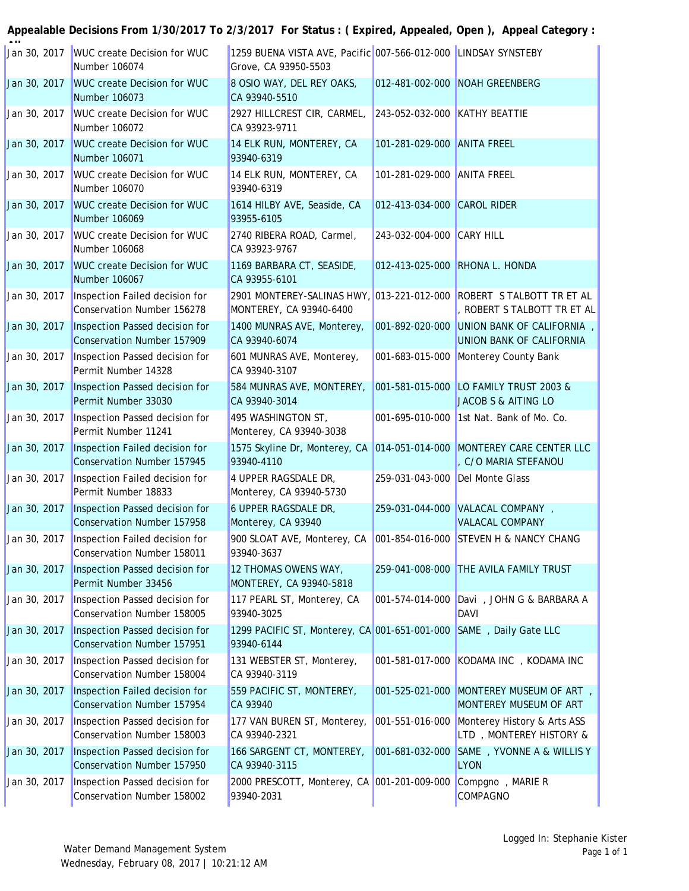**Appealable Decisions From 1/30/2017 To 2/3/2017 For Status : ( Expired, Appealed, Open ), Appeal Category : All**

| | | | | |
|---|---|---|---|---|
| Jan 30, 2017 | WUC create Decision for WUC Number 106074 | 1259 BUENA VISTA AVE, Pacific Grove, CA 93950-5503 | 007-566-012-000 | LINDSAY SYNSTEBY |
| Jan 30, 2017 | WUC create Decision for WUC Number 106073 | 8 OSIO WAY, DEL REY OAKS, CA 93940-5510 | 012-481-002-000 | NOAH GREENBERG |
| Jan 30, 2017 | WUC create Decision for WUC Number 106072 | 2927 HILLCREST CIR, CARMEL, CA 93923-9711 | 243-052-032-000 | KATHY BEATTIE |
| Jan 30, 2017 | WUC create Decision for WUC Number 106071 | 14 ELK RUN, MONTEREY, CA 93940-6319 | 101-281-029-000 | ANITA FREEL |
| Jan 30, 2017 | WUC create Decision for WUC Number 106070 | 14 ELK RUN, MONTEREY, CA 93940-6319 | 101-281-029-000 | ANITA FREEL |
| Jan 30, 2017 | WUC create Decision for WUC Number 106069 | 1614 HILBY AVE, Seaside, CA 93955-6105 | 012-413-034-000 | CAROL RIDER |
| Jan 30, 2017 | WUC create Decision for WUC Number 106068 | 2740 RIBERA ROAD, Carmel, CA 93923-9767 | 243-032-004-000 | CARY HILL |
| Jan 30, 2017 | WUC create Decision for WUC Number 106067 | 1169 BARBARA CT, SEASIDE, CA 93955-6101 | 012-413-025-000 | RHONA L. HONDA |
| Jan 30, 2017 | Inspection Failed decision for Conservation Number 156278 | 2901 MONTEREY-SALINAS HWY, MONTEREY, CA 93940-6400 | 013-221-012-000 | ROBERT S TALBOTT TR ET AL , ROBERT S TALBOTT TR ET AL |
| Jan 30, 2017 | Inspection Passed decision for Conservation Number 157909 | 1400 MUNRAS AVE, Monterey, CA 93940-6074 | 001-892-020-000 | UNION BANK OF CALIFORNIA , UNION BANK OF CALIFORNIA |
| Jan 30, 2017 | Inspection Passed decision for Permit Number 14328 | 601 MUNRAS AVE, Monterey, CA 93940-3107 | 001-683-015-000 | Monterey County Bank |
| Jan 30, 2017 | Inspection Passed decision for Permit Number 33030 | 584 MUNRAS AVE, MONTEREY, CA 93940-3014 | 001-581-015-000 | LO FAMILY TRUST 2003 & JACOB S & AITING LO |
| Jan 30, 2017 | Inspection Passed decision for Permit Number 11241 | 495 WASHINGTON ST, Monterey, CA 93940-3038 | 001-695-010-000 | 1st Nat. Bank of Mo. Co. |
| Jan 30, 2017 | Inspection Failed decision for Conservation Number 157945 | 1575 Skyline Dr, Monterey, CA 93940-4110 | 014-051-014-000 | MONTEREY CARE CENTER LLC , C/O MARIA STEFANOU |
| Jan 30, 2017 | Inspection Failed decision for Permit Number 18833 | 4 UPPER RAGSDALE DR, Monterey, CA 93940-5730 | 259-031-043-000 | Del Monte Glass |
| Jan 30, 2017 | Inspection Passed decision for Conservation Number 157958 | 6 UPPER RAGSDALE DR, Monterey, CA 93940 | 259-031-044-000 | VALACAL COMPANY , VALACAL COMPANY |
| Jan 30, 2017 | Inspection Failed decision for Conservation Number 158011 | 900 SLOAT AVE, Monterey, CA 93940-3637 | 001-854-016-000 | STEVEN H & NANCY CHANG |
| Jan 30, 2017 | Inspection Passed decision for Permit Number 33456 | 12 THOMAS OWENS WAY, MONTEREY, CA 93940-5818 | 259-041-008-000 | THE AVILA FAMILY TRUST |
| Jan 30, 2017 | Inspection Passed decision for Conservation Number 158005 | 117 PEARL ST, Monterey, CA 93940-3025 | 001-574-014-000 | Davi , JOHN G & BARBARA A DAVI |
| Jan 30, 2017 | Inspection Passed decision for Conservation Number 157951 | 1299 PACIFIC ST, Monterey, CA 93940-6144 | 001-651-001-000 | SAME , Daily Gate LLC |
| Jan 30, 2017 | Inspection Passed decision for Conservation Number 158004 | 131 WEBSTER ST, Monterey, CA 93940-3119 | 001-581-017-000 | KODAMA INC , KODAMA INC |
| Jan 30, 2017 | Inspection Failed decision for Conservation Number 157954 | 559 PACIFIC ST, MONTEREY, CA 93940 | 001-525-021-000 | MONTEREY MUSEUM OF ART , MONTEREY MUSEUM OF ART |
| Jan 30, 2017 | Inspection Passed decision for Conservation Number 158003 | 177 VAN BUREN ST, Monterey, CA 93940-2321 | 001-551-016-000 | Monterey History & Arts ASS LTD , MONTEREY HISTORY & |
| Jan 30, 2017 | Inspection Passed decision for Conservation Number 157950 | 166 SARGENT CT, MONTEREY, CA 93940-3115 | 001-681-032-000 | SAME , YVONNE A & WILLIS Y LYON |
| Jan 30, 2017 | Inspection Passed decision for Conservation Number 158002 | 2000 PRESCOTT, Monterey, CA 93940-2031 | 001-201-009-000 | Compgno , MARIE R COMPAGNO |

Water Demand Management System
Wednesday, February 08, 2017 | 10:21:12 AM

Logged In: Stephanie Kister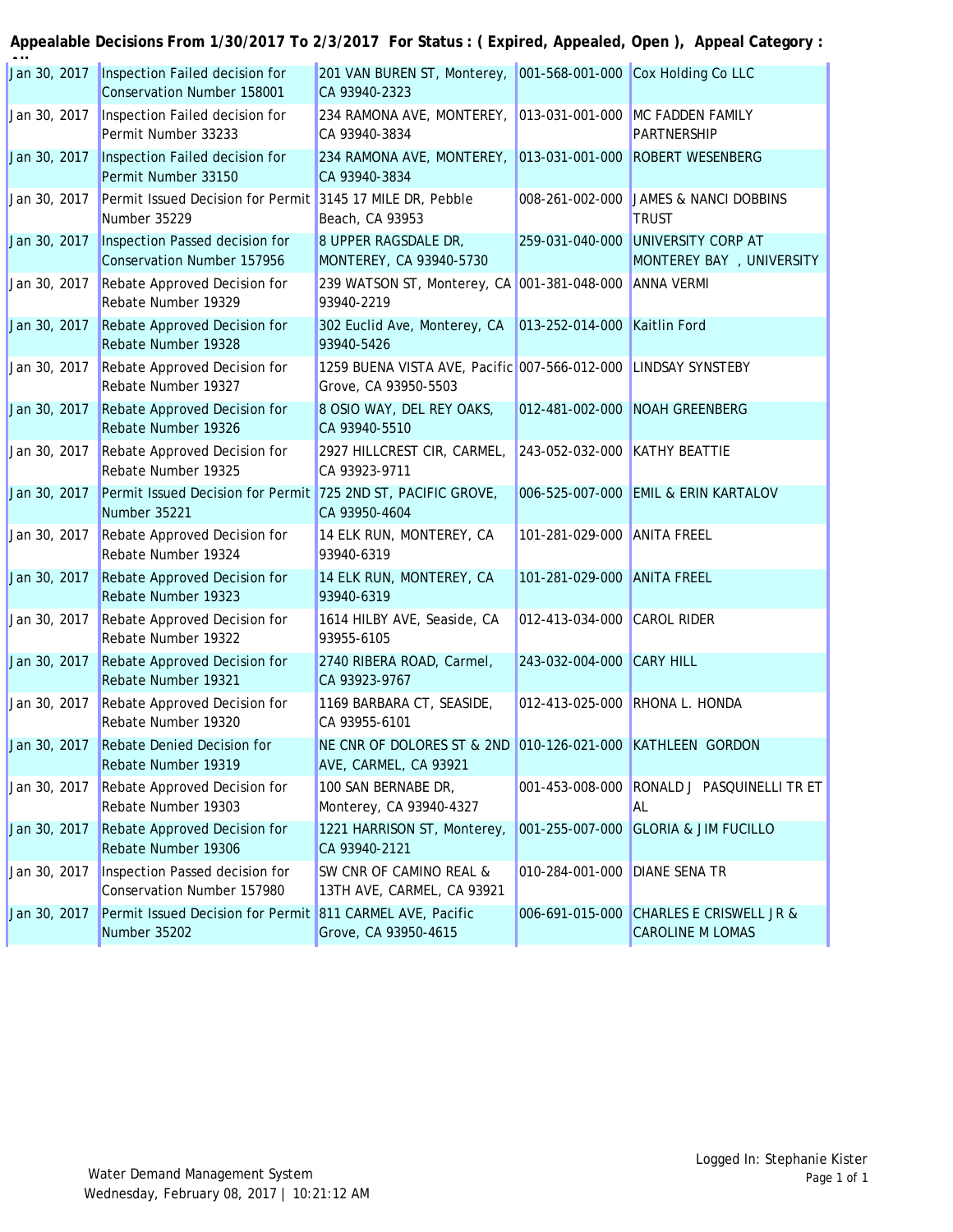**Appealable Decisions From 1/30/2017 To 2/3/2017 For Status : ( Expired, Appealed, Open ), Appeal Category : All**

| | | | | |
|---|---|---|---|---|
| Jan 30, 2017 | Inspection Failed decision for Conservation Number 158001 | 201 VAN BUREN ST, Monterey, CA 93940-2323 | 001-568-001-000 | Cox Holding Co LLC |
| Jan 30, 2017 | Inspection Failed decision for Permit Number 33233 | 234 RAMONA AVE, MONTEREY, CA 93940-3834 | 013-031-001-000 | MC FADDEN FAMILY PARTNERSHIP |
| Jan 30, 2017 | Inspection Failed decision for Permit Number 33150 | 234 RAMONA AVE, MONTEREY, CA 93940-3834 | 013-031-001-000 | ROBERT WESENBERG |
| Jan 30, 2017 | Permit Issued Decision for Permit Number 35229 | 3145 17 MILE DR, Pebble Beach, CA 93953 | 008-261-002-000 | JAMES & NANCI DOBBINS TRUST |
| Jan 30, 2017 | Inspection Passed decision for Conservation Number 157956 | 8 UPPER RAGSDALE DR, MONTEREY, CA 93940-5730 | 259-031-040-000 | UNIVERSITY CORP AT MONTEREY BAY , UNIVERSITY |
| Jan 30, 2017 | Rebate Approved Decision for Rebate Number 19329 | 239 WATSON ST, Monterey, CA 93940-2219 | 001-381-048-000 | ANNA VERMI |
| Jan 30, 2017 | Rebate Approved Decision for Rebate Number 19328 | 302 Euclid Ave, Monterey, CA 93940-5426 | 013-252-014-000 | Kaitlin Ford |
| Jan 30, 2017 | Rebate Approved Decision for Rebate Number 19327 | 1259 BUENA VISTA AVE, Pacific Grove, CA 93950-5503 | 007-566-012-000 | LINDSAY SYNSTEBY |
| Jan 30, 2017 | Rebate Approved Decision for Rebate Number 19326 | 8 OSIO WAY, DEL REY OAKS, CA 93940-5510 | 012-481-002-000 | NOAH GREENBERG |
| Jan 30, 2017 | Rebate Approved Decision for Rebate Number 19325 | 2927 HILLCREST CIR, CARMEL, CA 93923-9711 | 243-052-032-000 | KATHY BEATTIE |
| Jan 30, 2017 | Permit Issued Decision for Permit Number 35221 | 725 2ND ST, PACIFIC GROVE, CA 93950-4604 | 006-525-007-000 | EMIL & ERIN KARTALOV |
| Jan 30, 2017 | Rebate Approved Decision for Rebate Number 19324 | 14 ELK RUN, MONTEREY, CA 93940-6319 | 101-281-029-000 | ANITA FREEL |
| Jan 30, 2017 | Rebate Approved Decision for Rebate Number 19323 | 14 ELK RUN, MONTEREY, CA 93940-6319 | 101-281-029-000 | ANITA FREEL |
| Jan 30, 2017 | Rebate Approved Decision for Rebate Number 19322 | 1614 HILBY AVE, Seaside, CA 93955-6105 | 012-413-034-000 | CAROL RIDER |
| Jan 30, 2017 | Rebate Approved Decision for Rebate Number 19321 | 2740 RIBERA ROAD, Carmel, CA 93923-9767 | 243-032-004-000 | CARY HILL |
| Jan 30, 2017 | Rebate Approved Decision for Rebate Number 19320 | 1169 BARBARA CT, SEASIDE, CA 93955-6101 | 012-413-025-000 | RHONA L. HONDA |
| Jan 30, 2017 | Rebate Denied Decision for Rebate Number 19319 | NE CNR OF DOLORES ST & 2ND AVE, CARMEL, CA 93921 | 010-126-021-000 | KATHLEEN GORDON |
| Jan 30, 2017 | Rebate Approved Decision for Rebate Number 19303 | 100 SAN BERNABE DR, Monterey, CA 93940-4327 | 001-453-008-000 | RONALD J PASQUINELLI TR ET AL |
| Jan 30, 2017 | Rebate Approved Decision for Rebate Number 19306 | 1221 HARRISON ST, Monterey, CA 93940-2121 | 001-255-007-000 | GLORIA & JIM FUCILLO |
| Jan 30, 2017 | Inspection Passed decision for Conservation Number 157980 | SW CNR OF CAMINO REAL & 13TH AVE, CARMEL, CA 93921 | 010-284-001-000 | DIANE SENA TR |
| Jan 30, 2017 | Permit Issued Decision for Permit Number 35202 | 811 CARMEL AVE, Pacific Grove, CA 93950-4615 | 006-691-015-000 | CHARLES E CRISWELL JR & CAROLINE M LOMAS |

Water Demand Management System
Wednesday, February 08, 2017 | 10:21:12 AM

Logged In: Stephanie Kister